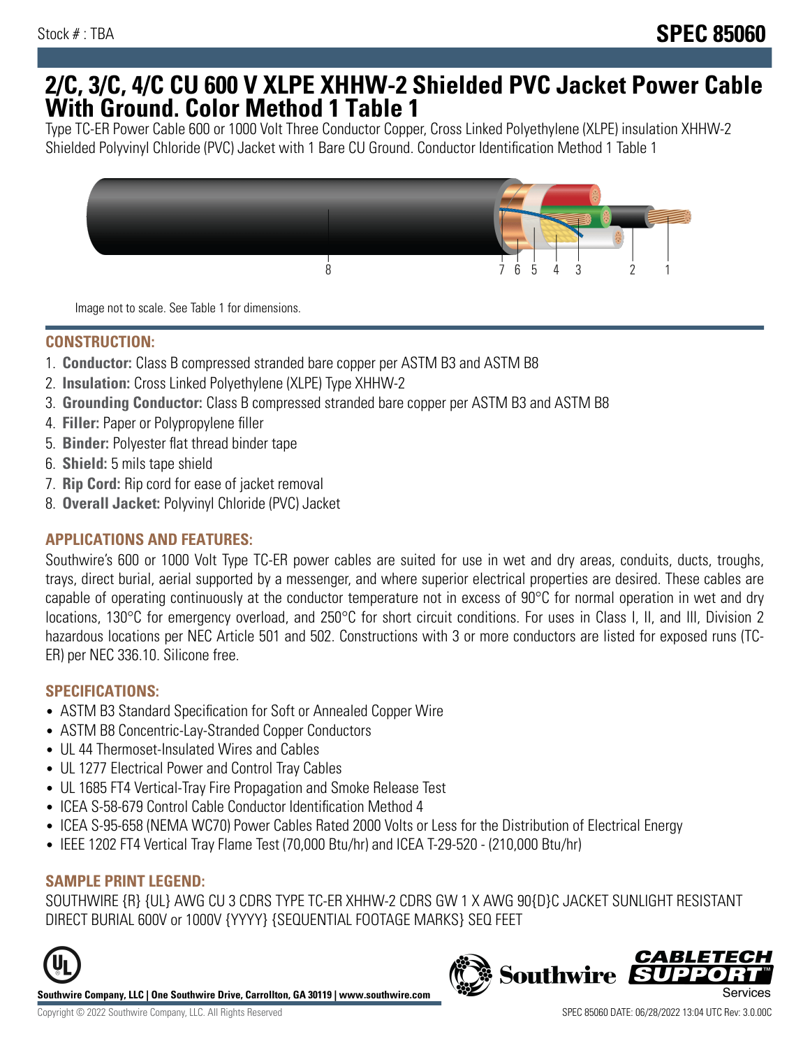Stock # : TBA

# SPEC 85060

# 2/C, 3/C, 4/C CU 600 V XLPE XHHW-2 Shielded PVC Jacket Power Cable With Ground. Color Method 1 Table 1

Type TC-ER Power Cable 600 or 1000 Volt Three Conductor Copper, Cross Linked Polyethylene (XLPE) insulation XHHW-2 Shielded Polyvinyl Chloride (PVC) Jacket with 1 Bare CU Ground. Conductor Identification Method 1 Table 1

8 7 6 5 4 3 2 1

Image not to scale. See Table 1 for dimensions.

## CONSTRUCTION:

1. **Conductor:** Class B compressed stranded bare copper per ASTM B3 and ASTM B8
2. **Insulation:** Cross Linked Polyethylene (XLPE) Type XHHW-2
3. **Grounding Conductor:** Class B compressed stranded bare copper per ASTM B3 and ASTM B8
4. **Filler:** Paper or Polypropylene filler
5. **Binder:** Polyester flat thread binder tape
6. **Shield:** 5 mils tape shield
7. **Rip Cord:** Rip cord for ease of jacket removal
8. **Overall Jacket:** Polyvinyl Chloride (PVC) Jacket

## APPLICATIONS AND FEATURES:

Southwire's 600 or 1000 Volt Type TC-ER power cables are suited for use in wet and dry areas, conduits, ducts, troughs, trays, direct burial, aerial supported by a messenger, and where superior electrical properties are desired. These cables are capable of operating continuously at the conductor temperature not in excess of 90°C for normal operation in wet and dry locations, 130°C for emergency overload, and 250°C for short circuit conditions. For uses in Class I, II, and III, Division 2 hazardous locations per NEC Article 501 and 502. Constructions with 3 or more conductors are listed for exposed runs (TC-ER) per NEC 336.10. Silicone free.

## SPECIFICATIONS:

- ASTM B3 Standard Specification for Soft or Annealed Copper Wire
- ASTM B8 Concentric-Lay-Stranded Copper Conductors
- UL 44 Thermoset-Insulated Wires and Cables
- UL 1277 Electrical Power and Control Tray Cables
- UL 1685 FT4 Vertical-Tray Fire Propagation and Smoke Release Test
- ICEA S-58-679 Control Cable Conductor Identification Method 4
- ICEA S-95-658 (NEMA WC70) Power Cables Rated 2000 Volts or Less for the Distribution of Electrical Energy
- IEEE 1202 FT4 Vertical Tray Flame Test (70,000 Btu/hr) and ICEA T-29-520 - (210,000 Btu/hr)

## SAMPLE PRINT LEGEND:

SOUTHWIRE {R} {UL} AWG CU 3 CDRS TYPE TC-ER XHHW-2 CDRS GW 1 X AWG 90{D}C JACKET SUNLIGHT RESISTANT DIRECT BURIAL 600V or 1000V {YYYY} {SEQUENTIAL FOOTAGE MARKS} SEQ FEET

**Southwire Company, LLC | One Southwire Drive, Carrollton, GA 30119 | www.southwire.com**

Copyright © 2022 Southwire Company, LLC. All Rights Reserved

SPEC 85060 DATE: 06/28/2022 13:04 UTC Rev: 3.0.00C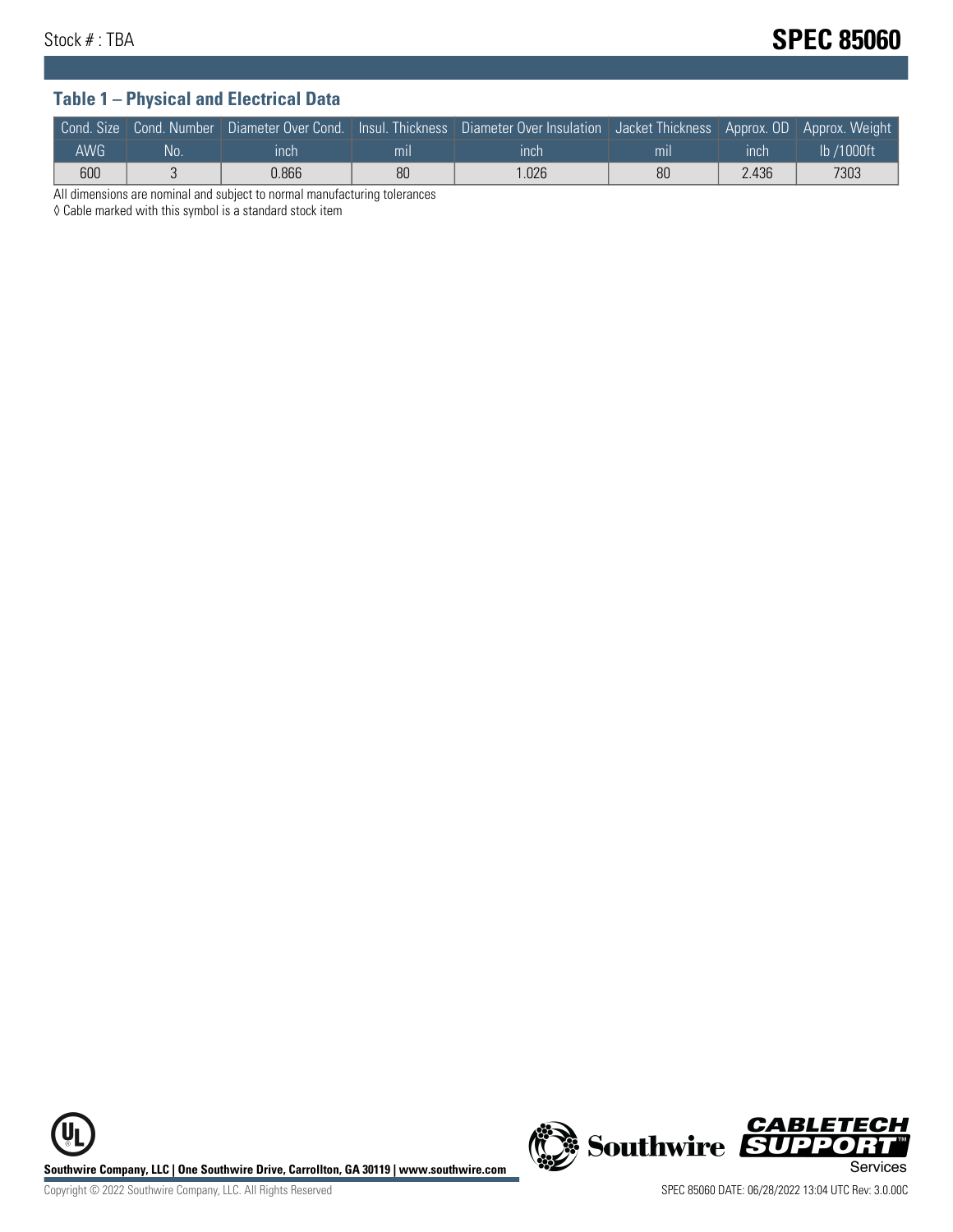### Table 1 – Physical and Electrical Data

| Cond. Size | Cond. Number | Diameter Over Cond. | Insul. Thickness | Diameter Over Insulation | Jacket Thickness | Approx. OD | Approx. Weight |
|---|---|---|---|---|---|---|---|
| AWG | No. | inch | mil | inch | mil | inch | lb /1000ft |
| 600 | 3 | 0.866 | 80 | 1.026 | 80 | 2.436 | 7303 |

All dimensions are nominal and subject to normal manufacturing tolerances

◊ Cable marked with this symbol is a standard stock item